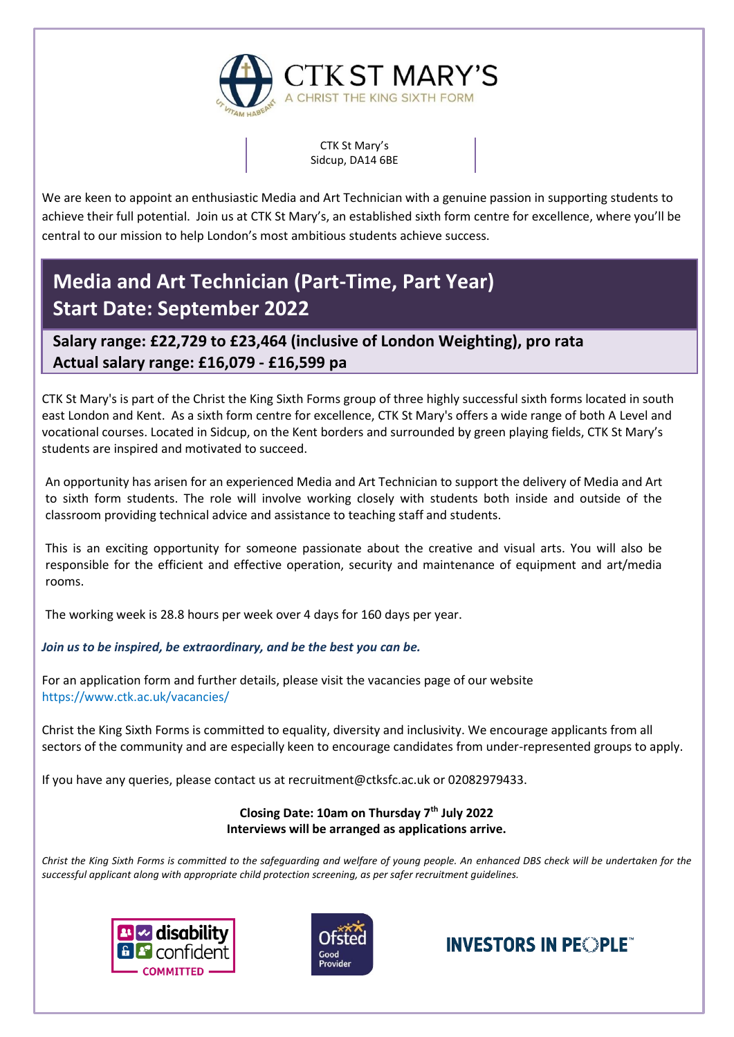CTK ST MARY'S
A CHRIST THE KING SIXTH FORM

CTK St Mary's
Sidcup, DA14 6BE

We are keen to appoint an enthusiastic Media and Art Technician with a genuine passion in supporting students to achieve their full potential. Join us at CTK St Mary's, an established sixth form centre for excellence, where you'll be central to our mission to help London's most ambitious students achieve success.

# Media and Art Technician (Part-Time, Part Year)
# Start Date: September 2022

## Salary range: £22,729 to £23,464 (inclusive of London Weighting), pro rata
## Actual salary range: £16,079 - £16,599 pa

CTK St Mary's is part of the Christ the King Sixth Forms group of three highly successful sixth forms located in south east London and Kent. As a sixth form centre for excellence, CTK St Mary's offers a wide range of both A Level and vocational courses. Located in Sidcup, on the Kent borders and surrounded by green playing fields, CTK St Mary's students are inspired and motivated to succeed.

An opportunity has arisen for an experienced Media and Art Technician to support the delivery of Media and Art to sixth form students. The role will involve working closely with students both inside and outside of the classroom providing technical advice and assistance to teaching staff and students.

This is an exciting opportunity for someone passionate about the creative and visual arts. You will also be responsible for the efficient and effective operation, security and maintenance of equipment and art/media rooms.

The working week is 28.8 hours per week over 4 days for 160 days per year.

***Join us to be inspired, be extraordinary, and be the best you can be.***

For an application form and further details, please visit the vacancies page of our website https://www.ctk.ac.uk/vacancies/

Christ the King Sixth Forms is committed to equality, diversity and inclusivity. We encourage applicants from all sectors of the community and are especially keen to encourage candidates from under-represented groups to apply.

If you have any queries, please contact us at recruitment@ctksfc.ac.uk or 02082979433.

**Closing Date: 10am on Thursday 7th July 2022**
**Interviews will be arranged as applications arrive.**

*Christ the King Sixth Forms is committed to the safeguarding and welfare of young people. An enhanced DBS check will be undertaken for the successful applicant along with appropriate child protection screening, as per safer recruitment guidelines.*

disability confident COMMITTED

Ofsted Good Provider

INVESTORS IN PEOPLE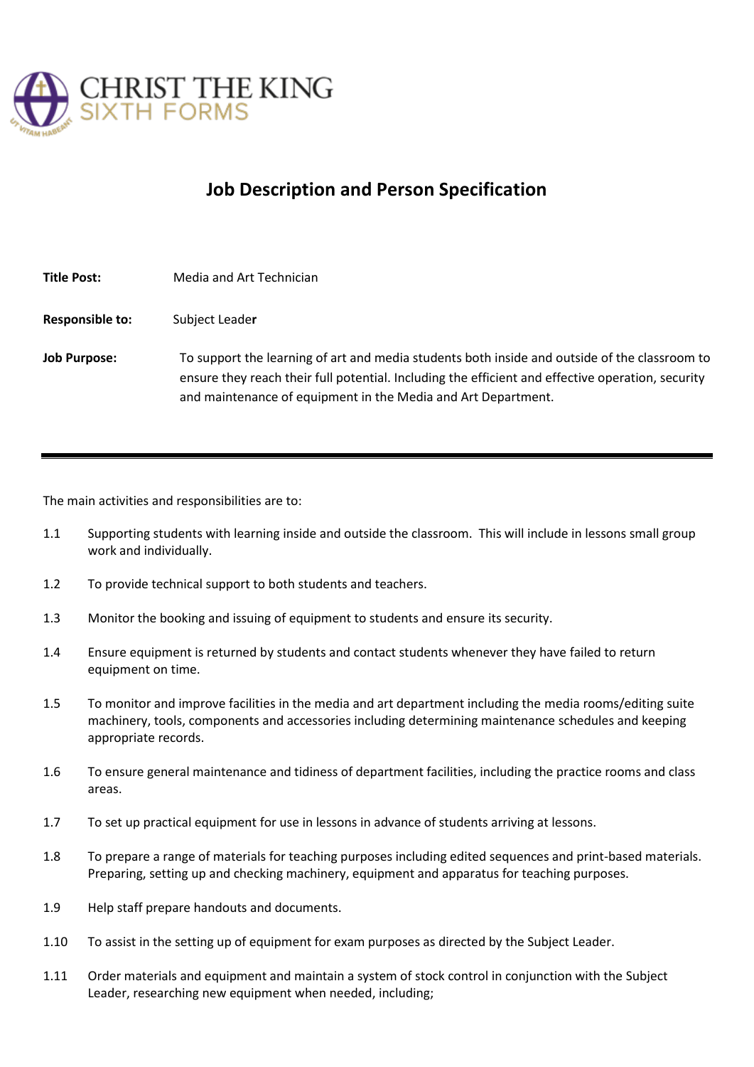CHRIST THE KING
SIXTH FORMS

# Job Description and Person Specification

**Title Post:** Media and Art Technician

**Responsible to:** Subject Leader

**Job Purpose:** To support the learning of art and media students both inside and outside of the classroom to ensure they reach their full potential. Including the efficient and effective operation, security and maintenance of equipment in the Media and Art Department.

---

The main activities and responsibilities are to:

1.1 Supporting students with learning inside and outside the classroom. This will include in lessons small group work and individually.

1.2 To provide technical support to both students and teachers.

1.3 Monitor the booking and issuing of equipment to students and ensure its security.

1.4 Ensure equipment is returned by students and contact students whenever they have failed to return equipment on time.

1.5 To monitor and improve facilities in the media and art department including the media rooms/editing suite machinery, tools, components and accessories including determining maintenance schedules and keeping appropriate records.

1.6 To ensure general maintenance and tidiness of department facilities, including the practice rooms and class areas.

1.7 To set up practical equipment for use in lessons in advance of students arriving at lessons.

1.8 To prepare a range of materials for teaching purposes including edited sequences and print-based materials. Preparing, setting up and checking machinery, equipment and apparatus for teaching purposes.

1.9 Help staff prepare handouts and documents.

1.10 To assist in the setting up of equipment for exam purposes as directed by the Subject Leader.

1.11 Order materials and equipment and maintain a system of stock control in conjunction with the Subject Leader, researching new equipment when needed, including;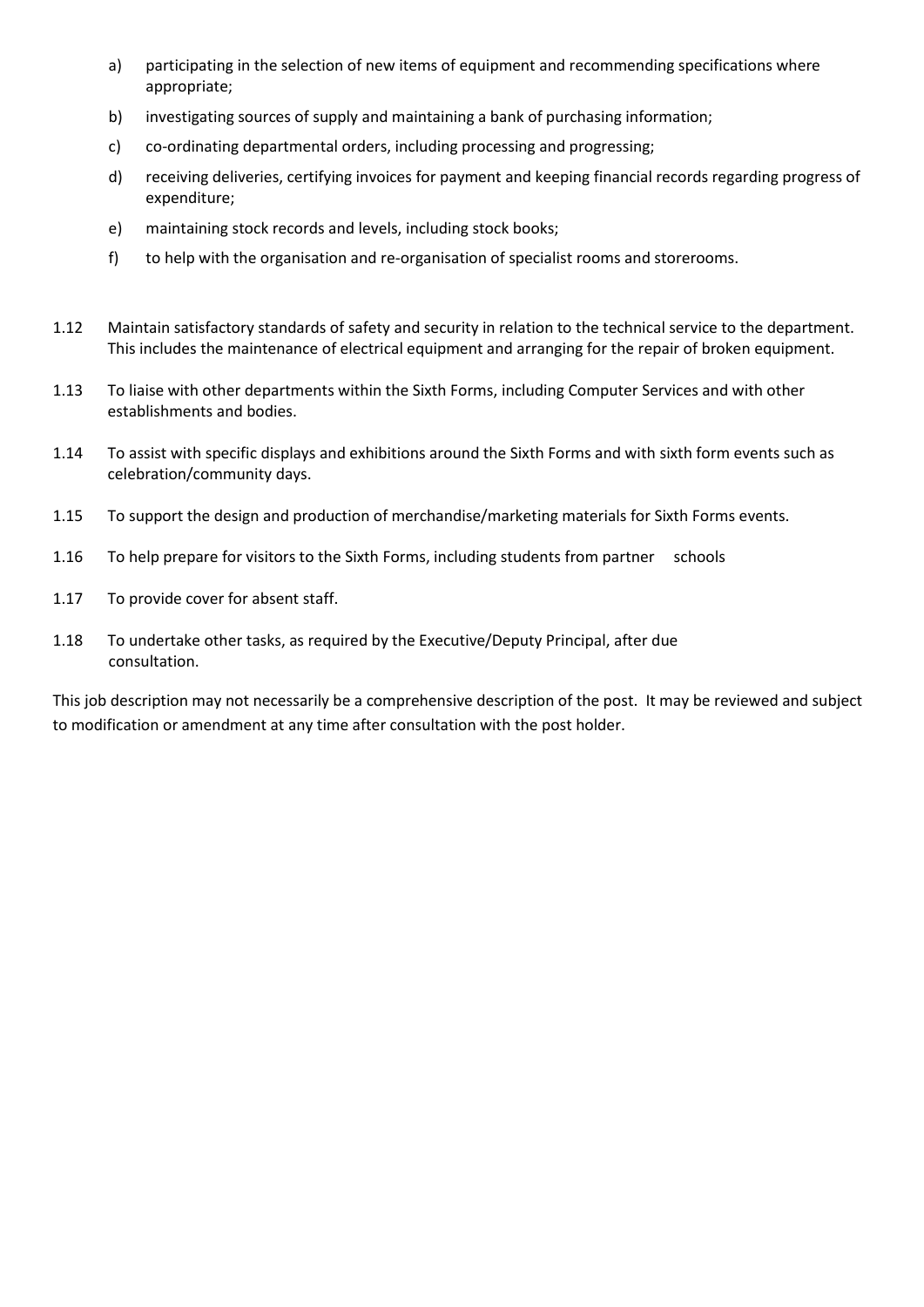a) participating in the selection of new items of equipment and recommending specifications where appropriate;

b) investigating sources of supply and maintaining a bank of purchasing information;

c) co-ordinating departmental orders, including processing and progressing;

d) receiving deliveries, certifying invoices for payment and keeping financial records regarding progress of expenditure;

e) maintaining stock records and levels, including stock books;

f) to help with the organisation and re-organisation of specialist rooms and storerooms.

1.12 Maintain satisfactory standards of safety and security in relation to the technical service to the department. This includes the maintenance of electrical equipment and arranging for the repair of broken equipment.

1.13 To liaise with other departments within the Sixth Forms, including Computer Services and with other establishments and bodies.

1.14 To assist with specific displays and exhibitions around the Sixth Forms and with sixth form events such as celebration/community days.

1.15 To support the design and production of merchandise/marketing materials for Sixth Forms events.

1.16 To help prepare for visitors to the Sixth Forms, including students from partner schools

1.17 To provide cover for absent staff.

1.18 To undertake other tasks, as required by the Executive/Deputy Principal, after due consultation.

This job description may not necessarily be a comprehensive description of the post. It may be reviewed and subject to modification or amendment at any time after consultation with the post holder.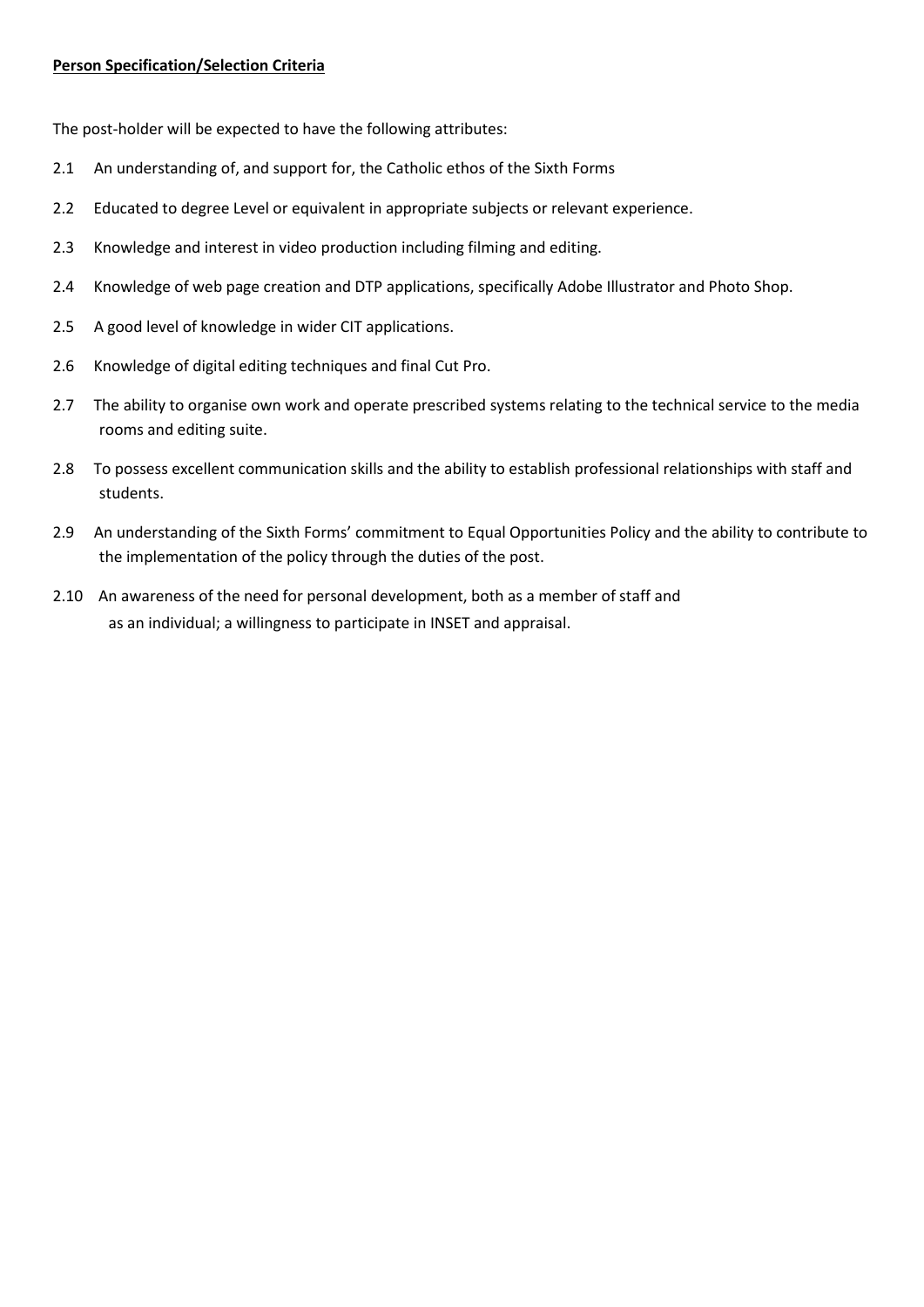**<u>Person Specification/Selection Criteria</u>**

The post-holder will be expected to have the following attributes:

2.1 An understanding of, and support for, the Catholic ethos of the Sixth Forms

2.2 Educated to degree Level or equivalent in appropriate subjects or relevant experience.

2.3 Knowledge and interest in video production including filming and editing.

2.4 Knowledge of web page creation and DTP applications, specifically Adobe Illustrator and Photo Shop.

2.5 A good level of knowledge in wider CIT applications.

2.6 Knowledge of digital editing techniques and final Cut Pro.

2.7 The ability to organise own work and operate prescribed systems relating to the technical service to the media rooms and editing suite.

2.8 To possess excellent communication skills and the ability to establish professional relationships with staff and students.

2.9 An understanding of the Sixth Forms' commitment to Equal Opportunities Policy and the ability to contribute to the implementation of the policy through the duties of the post.

2.10 An awareness of the need for personal development, both as a member of staff and as an individual; a willingness to participate in INSET and appraisal.